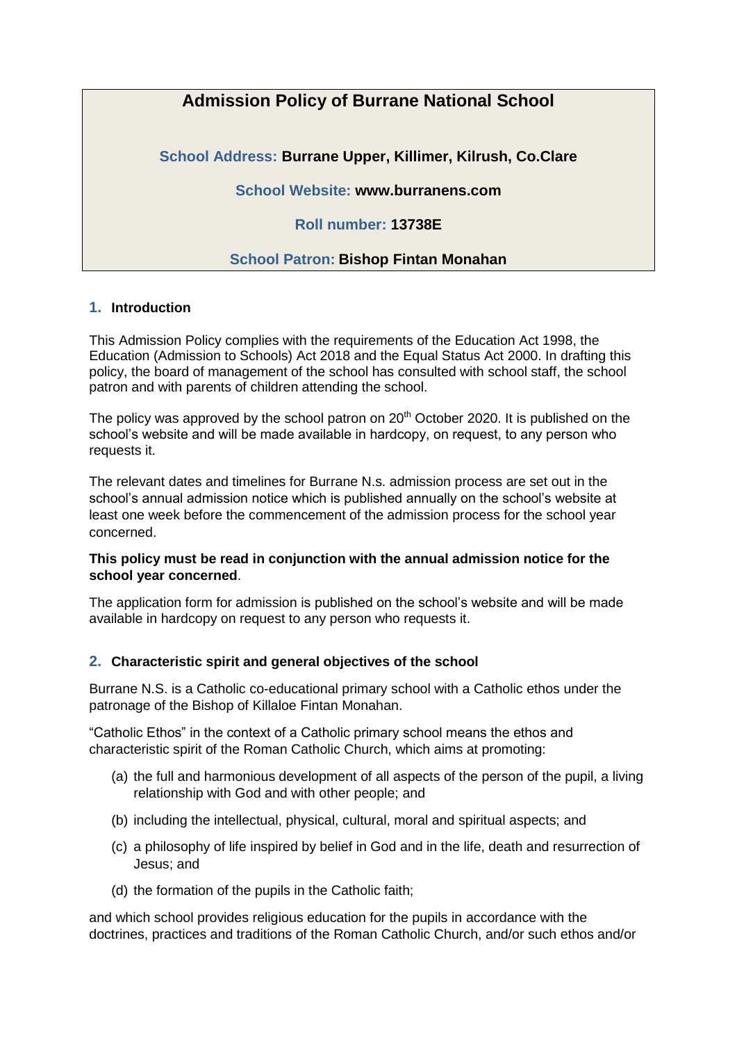# Admission Policy of Burrane National School

**School Address:** **Burrane Upper, Killimer, Kilrush, Co.Clare**

**School Website:** **www.burranens.com**

**Roll number:** **13738E**

**School Patron:** **Bishop Fintan Monahan**

## 1. Introduction

This Admission Policy complies with the requirements of the Education Act 1998, the Education (Admission to Schools) Act 2018 and the Equal Status Act 2000. In drafting this policy, the board of management of the school has consulted with school staff, the school patron and with parents of children attending the school.

The policy was approved by the school patron on 20th October 2020. It is published on the school's website and will be made available in hardcopy, on request, to any person who requests it.

The relevant dates and timelines for Burrane N.s. admission process are set out in the school's annual admission notice which is published annually on the school's website at least one week before the commencement of the admission process for the school year concerned.

**This policy must be read in conjunction with the annual admission notice for the school year concerned**.

The application form for admission is published on the school's website and will be made available in hardcopy on request to any person who requests it.

## 2. Characteristic spirit and general objectives of the school

Burrane N.S. is a Catholic co-educational primary school with a Catholic ethos under the patronage of the Bishop of Killaloe Fintan Monahan.

"Catholic Ethos" in the context of a Catholic primary school means the ethos and characteristic spirit of the Roman Catholic Church, which aims at promoting:

(a) the full and harmonious development of all aspects of the person of the pupil, a living relationship with God and with other people; and

(b) including the intellectual, physical, cultural, moral and spiritual aspects; and

(c) a philosophy of life inspired by belief in God and in the life, death and resurrection of Jesus; and

(d) the formation of the pupils in the Catholic faith;

and which school provides religious education for the pupils in accordance with the doctrines, practices and traditions of the Roman Catholic Church, and/or such ethos and/or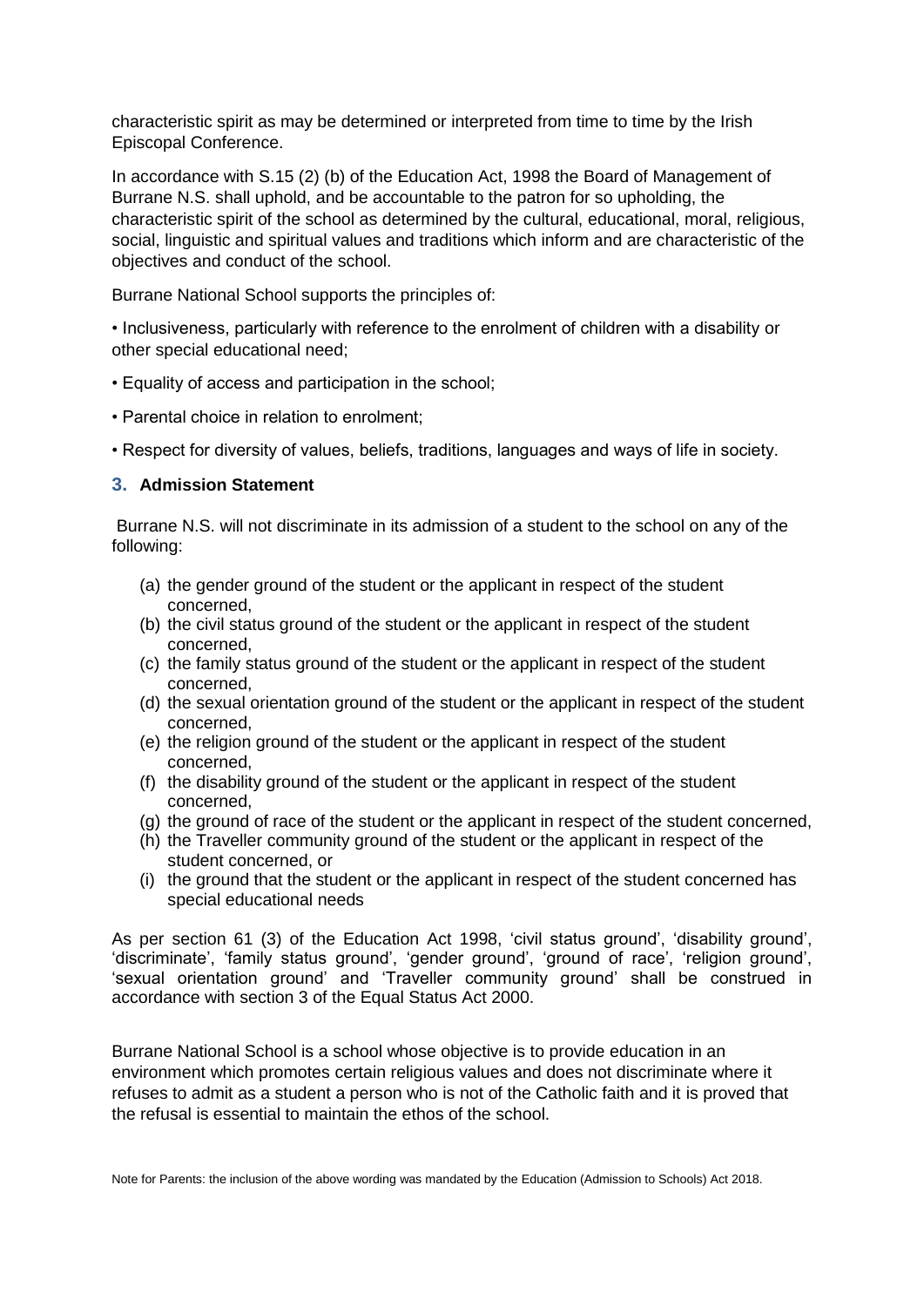characteristic spirit as may be determined or interpreted from time to time by the Irish Episcopal Conference.

In accordance with S.15 (2) (b) of the Education Act, 1998 the Board of Management of Burrane N.S. shall uphold, and be accountable to the patron for so upholding, the characteristic spirit of the school as determined by the cultural, educational, moral, religious, social, linguistic and spiritual values and traditions which inform and are characteristic of the objectives and conduct of the school.

Burrane National School supports the principles of:

- Inclusiveness, particularly with reference to the enrolment of children with a disability or other special educational need;
- Equality of access and participation in the school;
- Parental choice in relation to enrolment;
- Respect for diversity of values, beliefs, traditions, languages and ways of life in society.

## 3. Admission Statement

Burrane N.S. will not discriminate in its admission of a student to the school on any of the following:

(a) the gender ground of the student or the applicant in respect of the student concerned,
(b) the civil status ground of the student or the applicant in respect of the student concerned,
(c) the family status ground of the student or the applicant in respect of the student concerned,
(d) the sexual orientation ground of the student or the applicant in respect of the student concerned,
(e) the religion ground of the student or the applicant in respect of the student concerned,
(f) the disability ground of the student or the applicant in respect of the student concerned,
(g) the ground of race of the student or the applicant in respect of the student concerned,
(h) the Traveller community ground of the student or the applicant in respect of the student concerned, or
(i) the ground that the student or the applicant in respect of the student concerned has special educational needs

As per section 61 (3) of the Education Act 1998, 'civil status ground', 'disability ground', 'discriminate', 'family status ground', 'gender ground', 'ground of race', 'religion ground', 'sexual orientation ground' and 'Traveller community ground' shall be construed in accordance with section 3 of the Equal Status Act 2000.

Burrane National School is a school whose objective is to provide education in an environment which promotes certain religious values and does not discriminate where it refuses to admit as a student a person who is not of the Catholic faith and it is proved that the refusal is essential to maintain the ethos of the school.

Note for Parents: the inclusion of the above wording was mandated by the Education (Admission to Schools) Act 2018.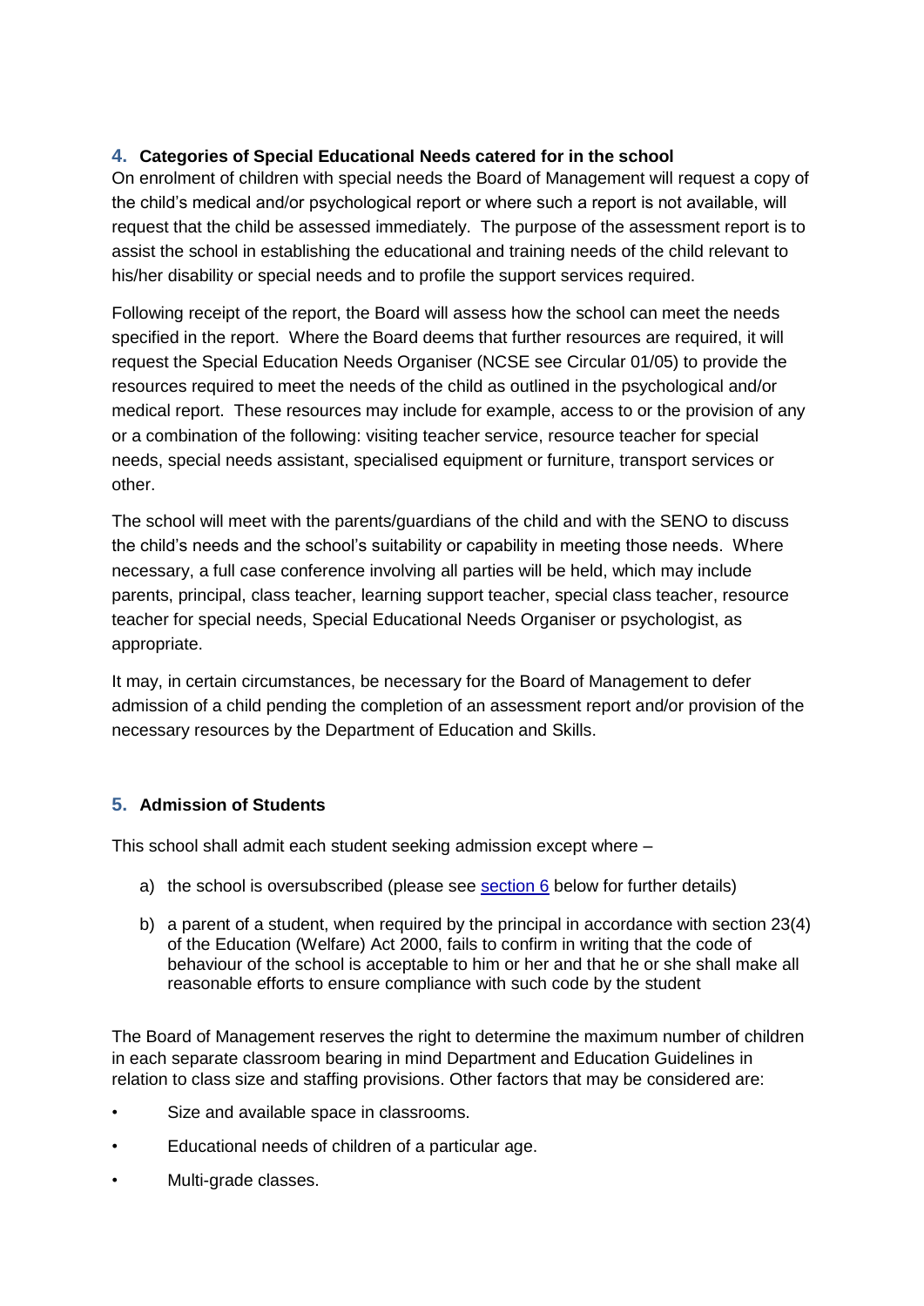## 4. Categories of Special Educational Needs catered for in the school

On enrolment of children with special needs the Board of Management will request a copy of the child's medical and/or psychological report or where such a report is not available, will request that the child be assessed immediately. The purpose of the assessment report is to assist the school in establishing the educational and training needs of the child relevant to his/her disability or special needs and to profile the support services required.

Following receipt of the report, the Board will assess how the school can meet the needs specified in the report. Where the Board deems that further resources are required, it will request the Special Education Needs Organiser (NCSE see Circular 01/05) to provide the resources required to meet the needs of the child as outlined in the psychological and/or medical report. These resources may include for example, access to or the provision of any or a combination of the following: visiting teacher service, resource teacher for special needs, special needs assistant, specialised equipment or furniture, transport services or other.

The school will meet with the parents/guardians of the child and with the SENO to discuss the child's needs and the school's suitability or capability in meeting those needs. Where necessary, a full case conference involving all parties will be held, which may include parents, principal, class teacher, learning support teacher, special class teacher, resource teacher for special needs, Special Educational Needs Organiser or psychologist, as appropriate.

It may, in certain circumstances, be necessary for the Board of Management to defer admission of a child pending the completion of an assessment report and/or provision of the necessary resources by the Department of Education and Skills.

## 5. Admission of Students

This school shall admit each student seeking admission except where –

a) the school is oversubscribed (please see section 6 below for further details)

b) a parent of a student, when required by the principal in accordance with section 23(4) of the Education (Welfare) Act 2000, fails to confirm in writing that the code of behaviour of the school is acceptable to him or her and that he or she shall make all reasonable efforts to ensure compliance with such code by the student

The Board of Management reserves the right to determine the maximum number of children in each separate classroom bearing in mind Department and Education Guidelines in relation to class size and staffing provisions. Other factors that may be considered are:

- Size and available space in classrooms.
- Educational needs of children of a particular age.
- Multi-grade classes.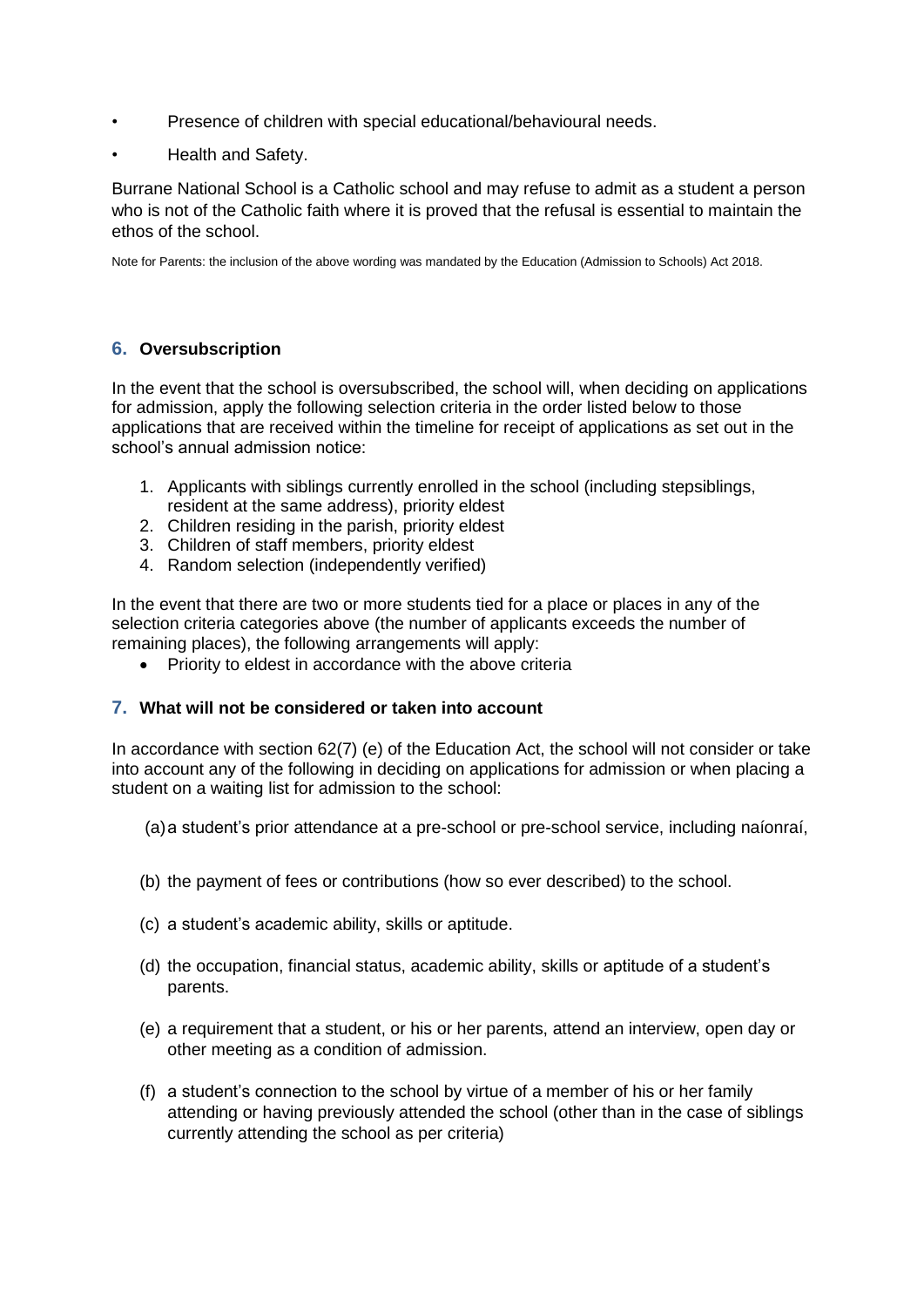- Presence of children with special educational/behavioural needs.
- Health and Safety.

Burrane National School is a Catholic school and may refuse to admit as a student a person who is not of the Catholic faith where it is proved that the refusal is essential to maintain the ethos of the school.

Note for Parents: the inclusion of the above wording was mandated by the Education (Admission to Schools) Act 2018.

## 6. Oversubscription

In the event that the school is oversubscribed, the school will, when deciding on applications for admission, apply the following selection criteria in the order listed below to those applications that are received within the timeline for receipt of applications as set out in the school's annual admission notice:

1. Applicants with siblings currently enrolled in the school (including stepsiblings, resident at the same address), priority eldest
2. Children residing in the parish, priority eldest
3. Children of staff members, priority eldest
4. Random selection (independently verified)

In the event that there are two or more students tied for a place or places in any of the selection criteria categories above (the number of applicants exceeds the number of remaining places), the following arrangements will apply:

- Priority to eldest in accordance with the above criteria

## 7. What will not be considered or taken into account

In accordance with section 62(7) (e) of the Education Act, the school will not consider or take into account any of the following in deciding on applications for admission or when placing a student on a waiting list for admission to the school:

(a) a student's prior attendance at a pre-school or pre-school service, including naíonraí,

(b) the payment of fees or contributions (how so ever described) to the school.

(c) a student's academic ability, skills or aptitude.

(d) the occupation, financial status, academic ability, skills or aptitude of a student's parents.

(e) a requirement that a student, or his or her parents, attend an interview, open day or other meeting as a condition of admission.

(f) a student's connection to the school by virtue of a member of his or her family attending or having previously attended the school (other than in the case of siblings currently attending the school as per criteria)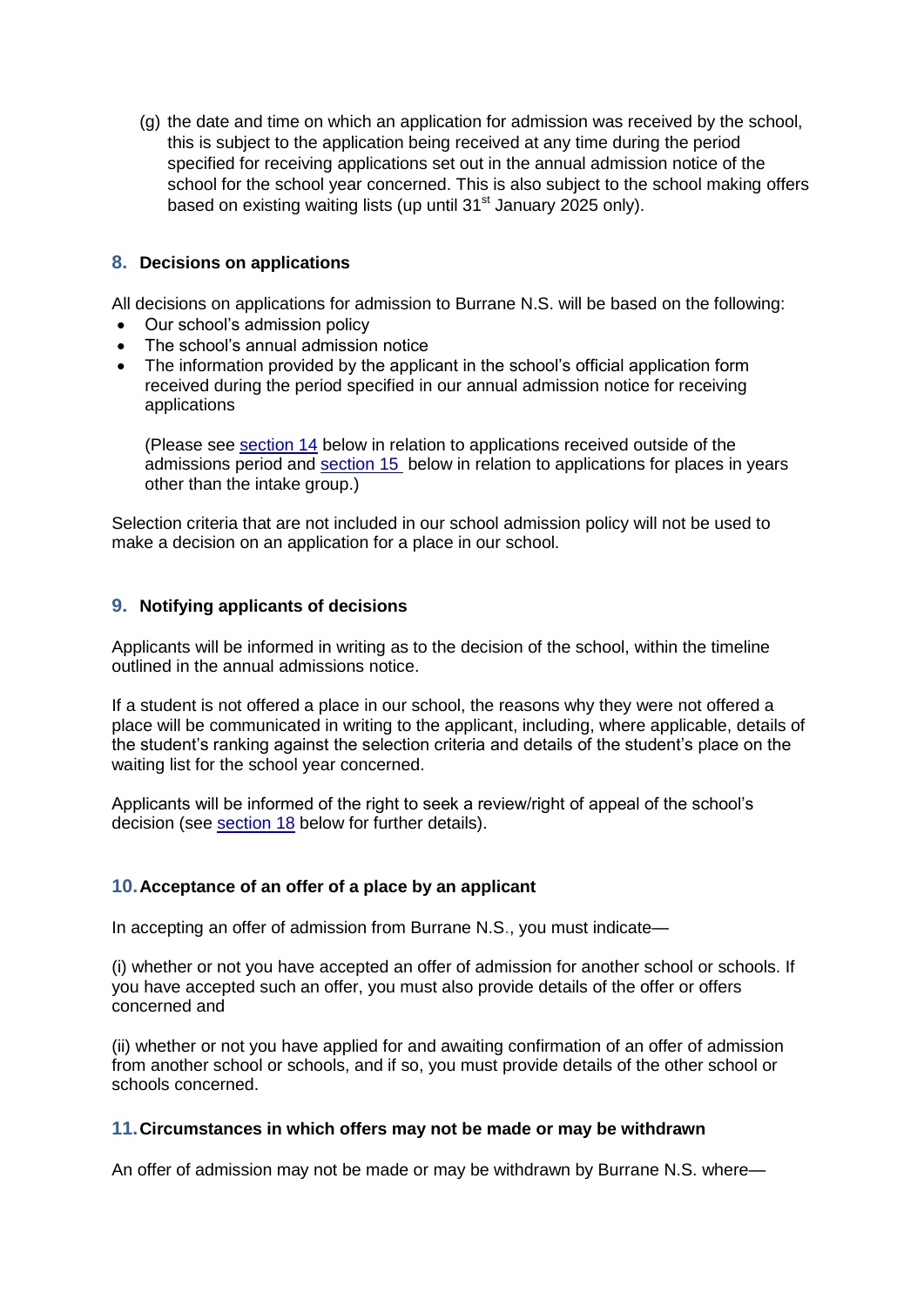(g) the date and time on which an application for admission was received by the school, this is subject to the application being received at any time during the period specified for receiving applications set out in the annual admission notice of the school for the school year concerned. This is also subject to the school making offers based on existing waiting lists (up until 31st January 2025 only).

## 8. Decisions on applications

All decisions on applications for admission to Burrane N.S. will be based on the following:

- Our school's admission policy
- The school's annual admission notice
- The information provided by the applicant in the school's official application form received during the period specified in our annual admission notice for receiving applications

  (Please see section 14 below in relation to applications received outside of the admissions period and section 15 below in relation to applications for places in years other than the intake group.)

Selection criteria that are not included in our school admission policy will not be used to make a decision on an application for a place in our school.

## 9. Notifying applicants of decisions

Applicants will be informed in writing as to the decision of the school, within the timeline outlined in the annual admissions notice.

If a student is not offered a place in our school, the reasons why they were not offered a place will be communicated in writing to the applicant, including, where applicable, details of the student's ranking against the selection criteria and details of the student's place on the waiting list for the school year concerned.

Applicants will be informed of the right to seek a review/right of appeal of the school's decision (see section 18 below for further details).

## 10. Acceptance of an offer of a place by an applicant

In accepting an offer of admission from Burrane N.S., you must indicate—

(i) whether or not you have accepted an offer of admission for another school or schools. If you have accepted such an offer, you must also provide details of the offer or offers concerned and

(ii) whether or not you have applied for and awaiting confirmation of an offer of admission from another school or schools, and if so, you must provide details of the other school or schools concerned.

## 11. Circumstances in which offers may not be made or may be withdrawn

An offer of admission may not be made or may be withdrawn by Burrane N.S. where—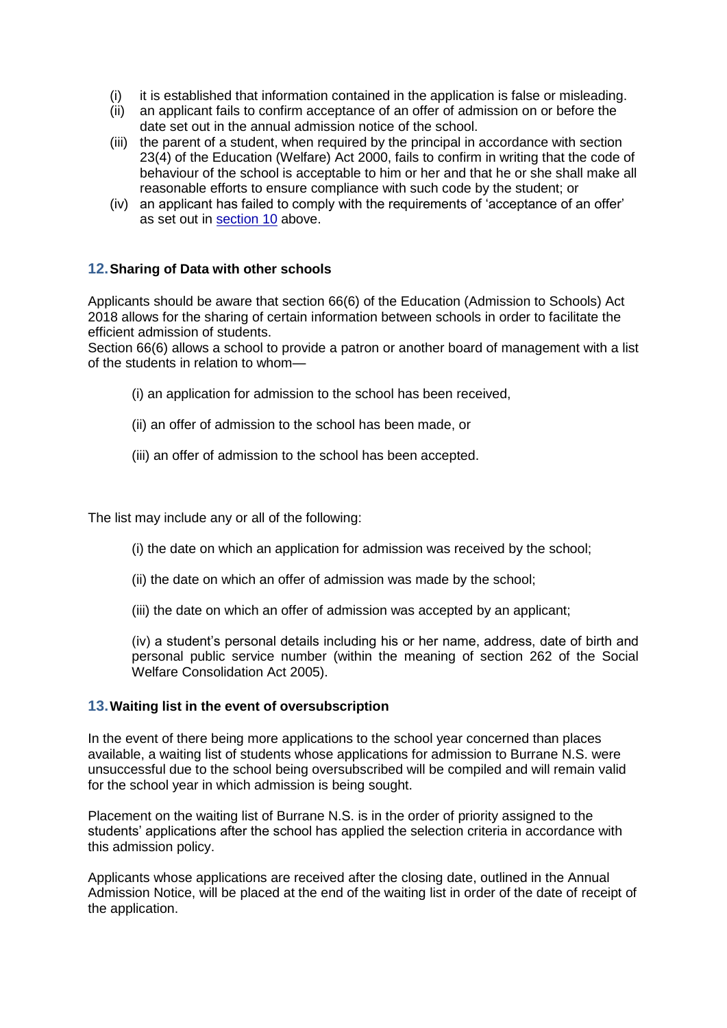(i) it is established that information contained in the application is false or misleading.
(ii) an applicant fails to confirm acceptance of an offer of admission on or before the date set out in the annual admission notice of the school.
(iii) the parent of a student, when required by the principal in accordance with section 23(4) of the Education (Welfare) Act 2000, fails to confirm in writing that the code of behaviour of the school is acceptable to him or her and that he or she shall make all reasonable efforts to ensure compliance with such code by the student; or
(iv) an applicant has failed to comply with the requirements of 'acceptance of an offer' as set out in section 10 above.

## 12. Sharing of Data with other schools

Applicants should be aware that section 66(6) of the Education (Admission to Schools) Act 2018 allows for the sharing of certain information between schools in order to facilitate the efficient admission of students.
Section 66(6) allows a school to provide a patron or another board of management with a list of the students in relation to whom—

(i) an application for admission to the school has been received,

(ii) an offer of admission to the school has been made, or

(iii) an offer of admission to the school has been accepted.

The list may include any or all of the following:

(i) the date on which an application for admission was received by the school;

(ii) the date on which an offer of admission was made by the school;

(iii) the date on which an offer of admission was accepted by an applicant;

(iv) a student's personal details including his or her name, address, date of birth and personal public service number (within the meaning of section 262 of the Social Welfare Consolidation Act 2005).

## 13. Waiting list in the event of oversubscription

In the event of there being more applications to the school year concerned than places available, a waiting list of students whose applications for admission to Burrane N.S. were unsuccessful due to the school being oversubscribed will be compiled and will remain valid for the school year in which admission is being sought.

Placement on the waiting list of Burrane N.S. is in the order of priority assigned to the students' applications after the school has applied the selection criteria in accordance with this admission policy.

Applicants whose applications are received after the closing date, outlined in the Annual Admission Notice, will be placed at the end of the waiting list in order of the date of receipt of the application.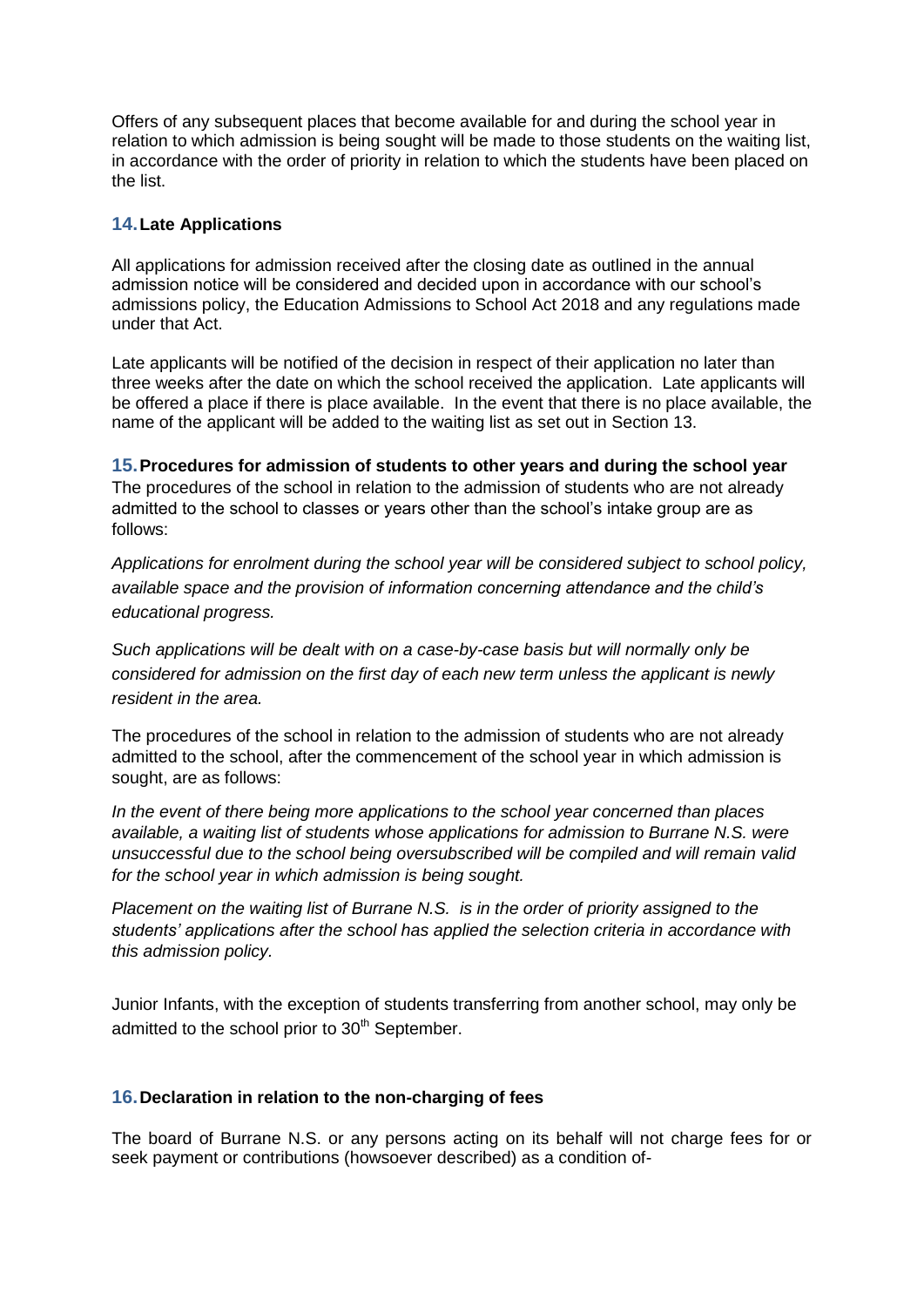Offers of any subsequent places that become available for and during the school year in relation to which admission is being sought will be made to those students on the waiting list, in accordance with the order of priority in relation to which the students have been placed on the list.

## 14. Late Applications

All applications for admission received after the closing date as outlined in the annual admission notice will be considered and decided upon in accordance with our school's admissions policy, the Education Admissions to School Act 2018 and any regulations made under that Act.

Late applicants will be notified of the decision in respect of their application no later than three weeks after the date on which the school received the application. Late applicants will be offered a place if there is place available. In the event that there is no place available, the name of the applicant will be added to the waiting list as set out in Section 13.

## 15. Procedures for admission of students to other years and during the school year

The procedures of the school in relation to the admission of students who are not already admitted to the school to classes or years other than the school's intake group are as follows:

*Applications for enrolment during the school year will be considered subject to school policy, available space and the provision of information concerning attendance and the child's educational progress.*

*Such applications will be dealt with on a case-by-case basis but will normally only be considered for admission on the first day of each new term unless the applicant is newly resident in the area.*

The procedures of the school in relation to the admission of students who are not already admitted to the school, after the commencement of the school year in which admission is sought, are as follows:

*In the event of there being more applications to the school year concerned than places available, a waiting list of students whose applications for admission to Burrane N.S. were unsuccessful due to the school being oversubscribed will be compiled and will remain valid for the school year in which admission is being sought.*

*Placement on the waiting list of Burrane N.S. is in the order of priority assigned to the students' applications after the school has applied the selection criteria in accordance with this admission policy.*

Junior Infants, with the exception of students transferring from another school, may only be admitted to the school prior to 30th September.

## 16. Declaration in relation to the non-charging of fees

The board of Burrane N.S. or any persons acting on its behalf will not charge fees for or seek payment or contributions (howsoever described) as a condition of-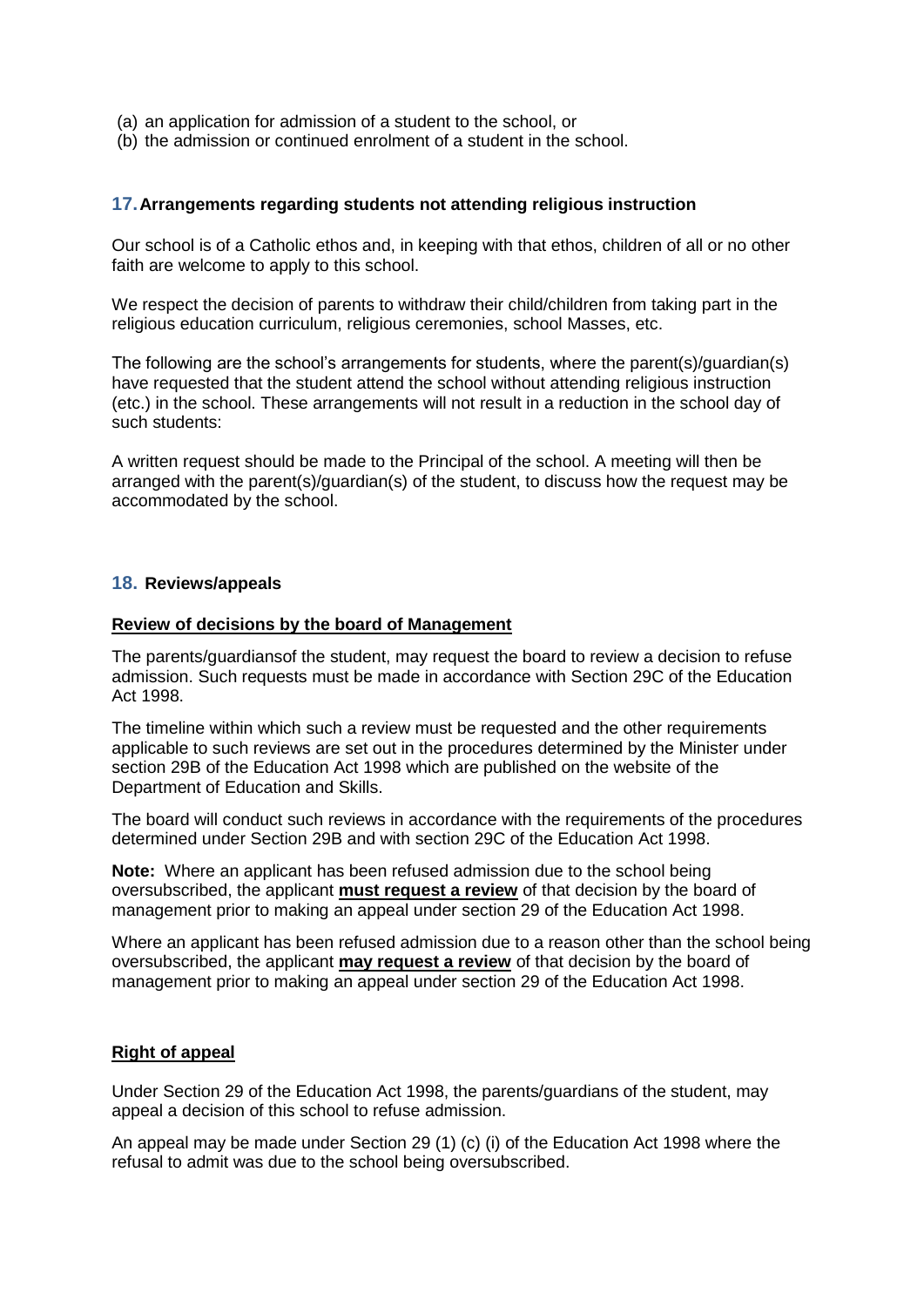(a) an application for admission of a student to the school, or
(b) the admission or continued enrolment of a student in the school.

## 17. Arrangements regarding students not attending religious instruction

Our school is of a Catholic ethos and, in keeping with that ethos, children of all or no other faith are welcome to apply to this school.

We respect the decision of parents to withdraw their child/children from taking part in the religious education curriculum, religious ceremonies, school Masses, etc.

The following are the school's arrangements for students, where the parent(s)/guardian(s) have requested that the student attend the school without attending religious instruction (etc.) in the school. These arrangements will not result in a reduction in the school day of such students:

A written request should be made to the Principal of the school. A meeting will then be arranged with the parent(s)/guardian(s) of the student, to discuss how the request may be accommodated by the school.

## 18. Reviews/appeals

**Review of decisions by the board of Management**

The parents/guardiansof the student, may request the board to review a decision to refuse admission. Such requests must be made in accordance with Section 29C of the Education Act 1998.

The timeline within which such a review must be requested and the other requirements applicable to such reviews are set out in the procedures determined by the Minister under section 29B of the Education Act 1998 which are published on the website of the Department of Education and Skills.

The board will conduct such reviews in accordance with the requirements of the procedures determined under Section 29B and with section 29C of the Education Act 1998.

**Note:** Where an applicant has been refused admission due to the school being oversubscribed, the applicant **must request a review** of that decision by the board of management prior to making an appeal under section 29 of the Education Act 1998.

Where an applicant has been refused admission due to a reason other than the school being oversubscribed, the applicant **may request a review** of that decision by the board of management prior to making an appeal under section 29 of the Education Act 1998.

**Right of appeal**

Under Section 29 of the Education Act 1998, the parents/guardians of the student, may appeal a decision of this school to refuse admission.

An appeal may be made under Section 29 (1) (c) (i) of the Education Act 1998 where the refusal to admit was due to the school being oversubscribed.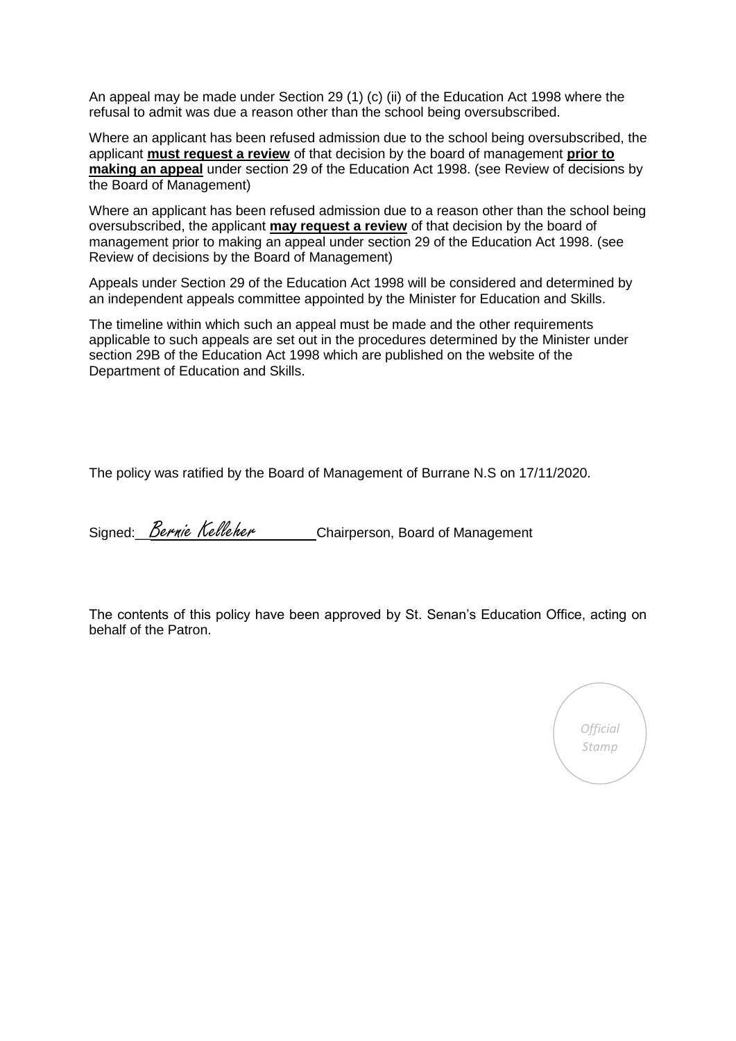An appeal may be made under Section 29 (1) (c) (ii) of the Education Act 1998 where the refusal to admit was due a reason other than the school being oversubscribed.

Where an applicant has been refused admission due to the school being oversubscribed, the applicant **must request a review** of that decision by the board of management **prior to making an appeal** under section 29 of the Education Act 1998. (see Review of decisions by the Board of Management)

Where an applicant has been refused admission due to a reason other than the school being oversubscribed, the applicant **may request a review** of that decision by the board of management prior to making an appeal under section 29 of the Education Act 1998. (see Review of decisions by the Board of Management)

Appeals under Section 29 of the Education Act 1998 will be considered and determined by an independent appeals committee appointed by the Minister for Education and Skills.

The timeline within which such an appeal must be made and the other requirements applicable to such appeals are set out in the procedures determined by the Minister under section 29B of the Education Act 1998 which are published on the website of the Department of Education and Skills.

The policy was ratified by the Board of Management of Burrane N.S on 17/11/2020.

Signed: *Bernie Kelleher* Chairperson, Board of Management

The contents of this policy have been approved by St. Senan's Education Office, acting on behalf of the Patron.

*Official Stamp*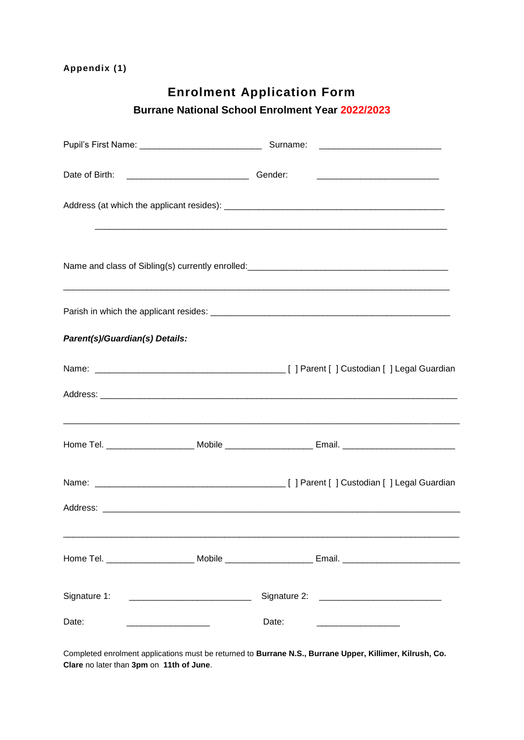**Appendix (1)**

# Enrolment Application Form

## Burrane National School Enrolment Year 2022/2023

Pupil's First Name: ________________________ Surname: ________________________

Date of Birth: ________________________ Gender: ________________________

Address (at which the applicant resides): ____________________________________________

______________________________________________________________________

Name and class of Sibling(s) currently enrolled: ________________________________________

______________________________________________________________________

Parish in which the applicant resides: ______________________________________________

***Parent(s)/Guardian(s) Details:***

Name: ______________________________________ [ ] Parent [ ] Custodian [ ] Legal Guardian

Address: ______________________________________________________________________

______________________________________________________________________

Home Tel. _________________ Mobile _________________ Email. ______________________

Name: ______________________________________ [ ] Parent [ ] Custodian [ ] Legal Guardian

Address: ______________________________________________________________________

______________________________________________________________________

Home Tel. _________________ Mobile _________________ Email. ______________________

Signature 1: ________________________ Signature 2: ________________________

Date: ________________ Date: ________________

Completed enrolment applications must be returned to **Burrane N.S., Burrane Upper, Killimer, Kilrush, Co. Clare** no later than **3pm** on **11th of June**.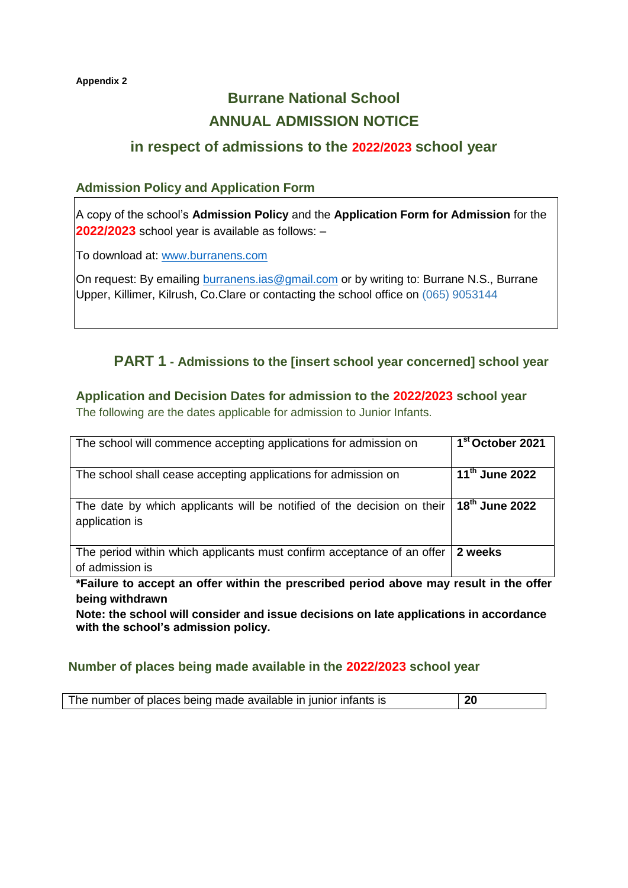**Appendix 2**

# Burrane National School

## ANNUAL ADMISSION NOTICE

## in respect of admissions to the 2022/2023 school year

### Admission Policy and Application Form

A copy of the school's **Admission Policy** and the **Application Form for Admission** for the **2022/2023** school year is available as follows: –

To download at: www.burranens.com

On request: By emailing burranens.ias@gmail.com or by writing to: Burrane N.S., Burrane Upper, Killimer, Kilrush, Co.Clare or contacting the school office on (065) 9053144

## PART 1 - Admissions to the [insert school year concerned] school year

### Application and Decision Dates for admission to the 2022/2023 school year

The following are the dates applicable for admission to Junior Infants.

| | |
|---|---|
| The school will commence accepting applications for admission on | **1st October 2021** |
| The school shall cease accepting applications for admission on | **11th June 2022** |
| The date by which applicants will be notified of the decision on their application is | **18th June 2022** |
| The period within which applicants must confirm acceptance of an offer of admission is | **2 weeks** |

***Failure to accept an offer within the prescribed period above may result in the offer being withdrawn**

**Note: the school will consider and issue decisions on late applications in accordance with the school's admission policy.**

### Number of places being made available in the 2022/2023 school year

| | |
|---|---|
| The number of places being made available in junior infants is | **20** |